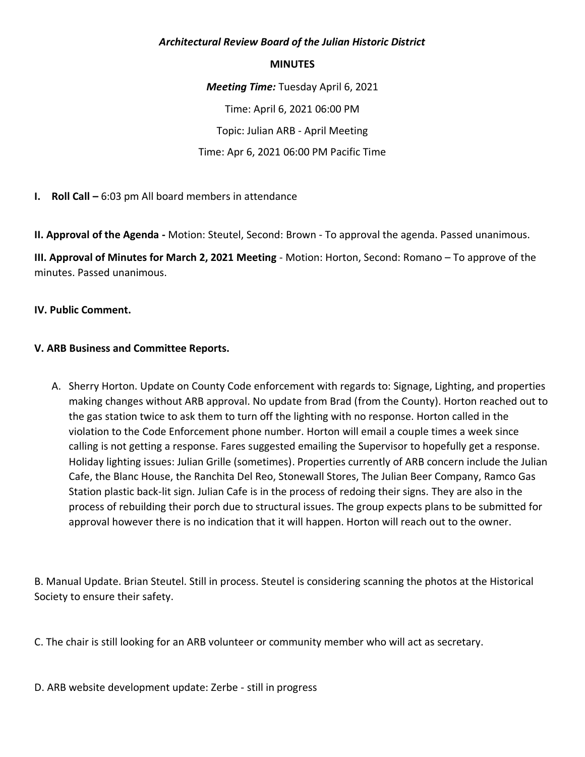***Architectural Review Board of the Julian Historic District***

**MINUTES**

***Meeting Time:*** Tuesday April 6, 2021

Time: April 6, 2021 06:00 PM

Topic: Julian ARB - April Meeting

Time: Apr 6, 2021 06:00 PM Pacific Time

**I. Roll Call –** 6:03 pm All board members in attendance

**II. Approval of the Agenda -** Motion: Steutel, Second: Brown - To approval the agenda. Passed unanimous.

**III. Approval of Minutes for March 2, 2021 Meeting** - Motion: Horton, Second: Romano – To approve of the minutes. Passed unanimous.

**IV. Public Comment.**

**V. ARB Business and Committee Reports.**

A. Sherry Horton. Update on County Code enforcement with regards to: Signage, Lighting, and properties making changes without ARB approval. No update from Brad (from the County). Horton reached out to the gas station twice to ask them to turn off the lighting with no response. Horton called in the violation to the Code Enforcement phone number. Horton will email a couple times a week since calling is not getting a response. Fares suggested emailing the Supervisor to hopefully get a response. Holiday lighting issues: Julian Grille (sometimes). Properties currently of ARB concern include the Julian Cafe, the Blanc House, the Ranchita Del Reo, Stonewall Stores, The Julian Beer Company, Ramco Gas Station plastic back-lit sign. Julian Cafe is in the process of redoing their signs. They are also in the process of rebuilding their porch due to structural issues. The group expects plans to be submitted for approval however there is no indication that it will happen. Horton will reach out to the owner.

B. Manual Update. Brian Steutel. Still in process. Steutel is considering scanning the photos at the Historical Society to ensure their safety.

C. The chair is still looking for an ARB volunteer or community member who will act as secretary.

D. ARB website development update: Zerbe - still in progress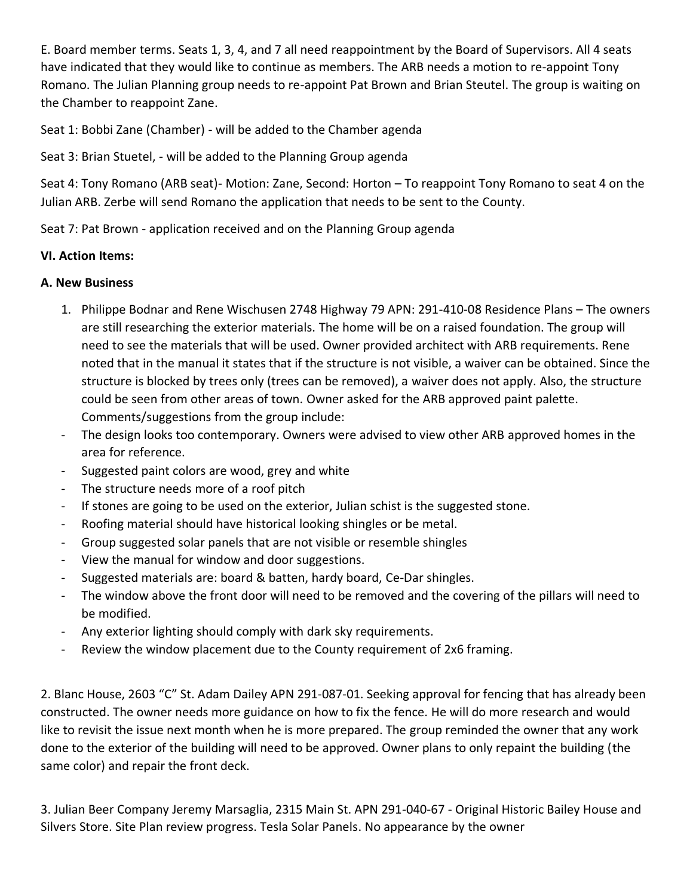E. Board member terms. Seats 1, 3, 4, and 7 all need reappointment by the Board of Supervisors. All 4 seats have indicated that they would like to continue as members. The ARB needs a motion to re-appoint Tony Romano. The Julian Planning group needs to re-appoint Pat Brown and Brian Steutel. The group is waiting on the Chamber to reappoint Zane.

Seat 1: Bobbi Zane (Chamber) - will be added to the Chamber agenda

Seat 3: Brian Stuetel, - will be added to the Planning Group agenda

Seat 4: Tony Romano (ARB seat)- Motion: Zane, Second: Horton – To reappoint Tony Romano to seat 4 on the Julian ARB. Zerbe will send Romano the application that needs to be sent to the County.

Seat 7: Pat Brown - application received and on the Planning Group agenda

**VI. Action Items:**

**A. New Business**

1. Philippe Bodnar and Rene Wischusen 2748 Highway 79 APN: 291-410-08 Residence Plans – The owners are still researching the exterior materials. The home will be on a raised foundation. The group will need to see the materials that will be used. Owner provided architect with ARB requirements. Rene noted that in the manual it states that if the structure is not visible, a waiver can be obtained. Since the structure is blocked by trees only (trees can be removed), a waiver does not apply. Also, the structure could be seen from other areas of town. Owner asked for the ARB approved paint palette. Comments/suggestions from the group include:

- The design looks too contemporary. Owners were advised to view other ARB approved homes in the area for reference.
- Suggested paint colors are wood, grey and white
- The structure needs more of a roof pitch
- If stones are going to be used on the exterior, Julian schist is the suggested stone.
- Roofing material should have historical looking shingles or be metal.
- Group suggested solar panels that are not visible or resemble shingles
- View the manual for window and door suggestions.
- Suggested materials are: board & batten, hardy board, Ce-Dar shingles.
- The window above the front door will need to be removed and the covering of the pillars will need to be modified.
- Any exterior lighting should comply with dark sky requirements.
- Review the window placement due to the County requirement of 2x6 framing.

2. Blanc House, 2603 "C" St. Adam Dailey APN 291-087-01. Seeking approval for fencing that has already been constructed. The owner needs more guidance on how to fix the fence. He will do more research and would like to revisit the issue next month when he is more prepared. The group reminded the owner that any work done to the exterior of the building will need to be approved. Owner plans to only repaint the building (the same color) and repair the front deck.

3. Julian Beer Company Jeremy Marsaglia, 2315 Main St. APN 291-040-67 - Original Historic Bailey House and Silvers Store. Site Plan review progress. Tesla Solar Panels. No appearance by the owner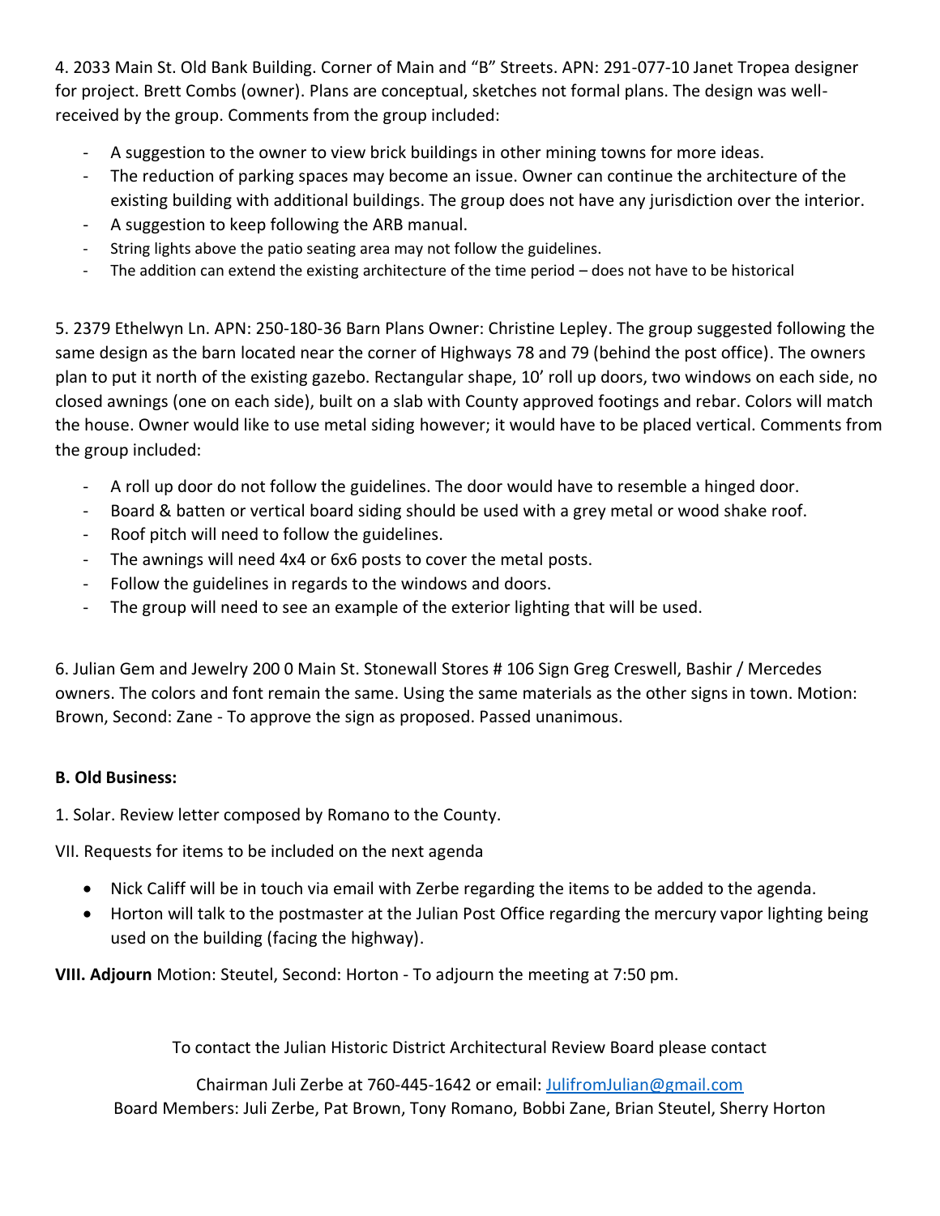4. 2033 Main St. Old Bank Building. Corner of Main and "B" Streets. APN: 291-077-10 Janet Tropea designer for project. Brett Combs (owner). Plans are conceptual, sketches not formal plans. The design was well-received by the group. Comments from the group included:

- A suggestion to the owner to view brick buildings in other mining towns for more ideas.
- The reduction of parking spaces may become an issue. Owner can continue the architecture of the existing building with additional buildings. The group does not have any jurisdiction over the interior.
- A suggestion to keep following the ARB manual.
- String lights above the patio seating area may not follow the guidelines.
- The addition can extend the existing architecture of the time period – does not have to be historical

5. 2379 Ethelwyn Ln. APN: 250-180-36 Barn Plans Owner: Christine Lepley. The group suggested following the same design as the barn located near the corner of Highways 78 and 79 (behind the post office). The owners plan to put it north of the existing gazebo. Rectangular shape, 10' roll up doors, two windows on each side, no closed awnings (one on each side), built on a slab with County approved footings and rebar. Colors will match the house. Owner would like to use metal siding however; it would have to be placed vertical. Comments from the group included:

- A roll up door do not follow the guidelines. The door would have to resemble a hinged door.
- Board & batten or vertical board siding should be used with a grey metal or wood shake roof.
- Roof pitch will need to follow the guidelines.
- The awnings will need 4x4 or 6x6 posts to cover the metal posts.
- Follow the guidelines in regards to the windows and doors.
- The group will need to see an example of the exterior lighting that will be used.

6. Julian Gem and Jewelry 200 0 Main St. Stonewall Stores # 106 Sign Greg Creswell, Bashir / Mercedes owners. The colors and font remain the same. Using the same materials as the other signs in town. Motion: Brown, Second: Zane - To approve the sign as proposed. Passed unanimous.

**B. Old Business:**

1. Solar. Review letter composed by Romano to the County.

VII. Requests for items to be included on the next agenda

- Nick Califf will be in touch via email with Zerbe regarding the items to be added to the agenda.
- Horton will talk to the postmaster at the Julian Post Office regarding the mercury vapor lighting being used on the building (facing the highway).

**VIII. Adjourn** Motion: Steutel, Second: Horton - To adjourn the meeting at 7:50 pm.

To contact the Julian Historic District Architectural Review Board please contact

Chairman Juli Zerbe at 760-445-1642 or email: JulifromJulian@gmail.com
Board Members: Juli Zerbe, Pat Brown, Tony Romano, Bobbi Zane, Brian Steutel, Sherry Horton